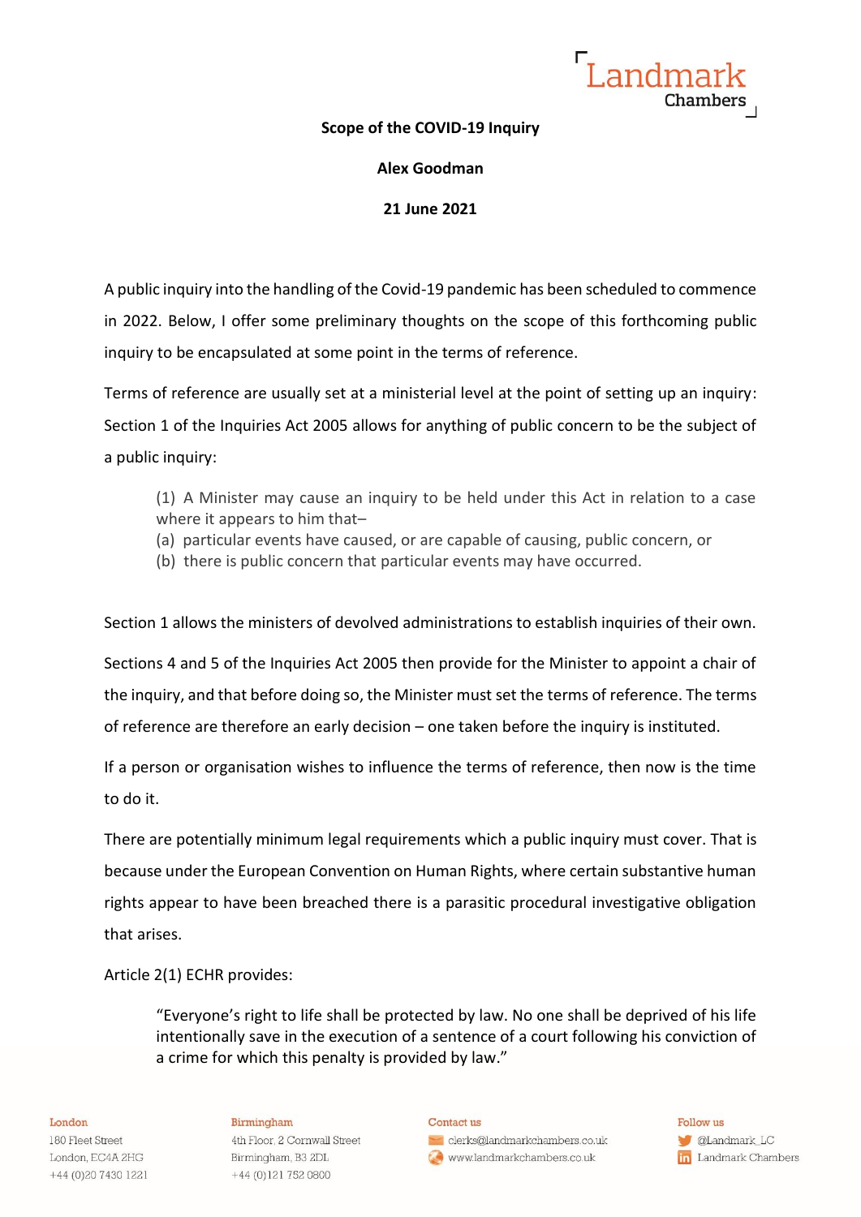**Scope of the COVID-19 Inquiry**

**Alex Goodman**

**21 June 2021**

A public inquiry into the handling of the Covid-19 pandemic has been scheduled to commence in 2022. Below, I offer some preliminary thoughts on the scope of this forthcoming public inquiry to be encapsulated at some point in the terms of reference.

Terms of reference are usually set at a ministerial level at the point of setting up an inquiry: Section 1 of the Inquiries Act 2005 allows for anything of public concern to be the subject of a public inquiry:

> (1) A Minister may cause an inquiry to be held under this Act in relation to a case where it appears to him that–
> (a) particular events have caused, or are capable of causing, public concern, or
> (b) there is public concern that particular events may have occurred.

Section 1 allows the ministers of devolved administrations to establish inquiries of their own.

Sections 4 and 5 of the Inquiries Act 2005 then provide for the Minister to appoint a chair of the inquiry, and that before doing so, the Minister must set the terms of reference. The terms of reference are therefore an early decision – one taken before the inquiry is instituted.

If a person or organisation wishes to influence the terms of reference, then now is the time to do it.

There are potentially minimum legal requirements which a public inquiry must cover. That is because under the European Convention on Human Rights, where certain substantive human rights appear to have been breached there is a parasitic procedural investigative obligation that arises.

Article 2(1) ECHR provides:

> "Everyone's right to life shall be protected by law. No one shall be deprived of his life intentionally save in the execution of a sentence of a court following his conviction of a crime for which this penalty is provided by law."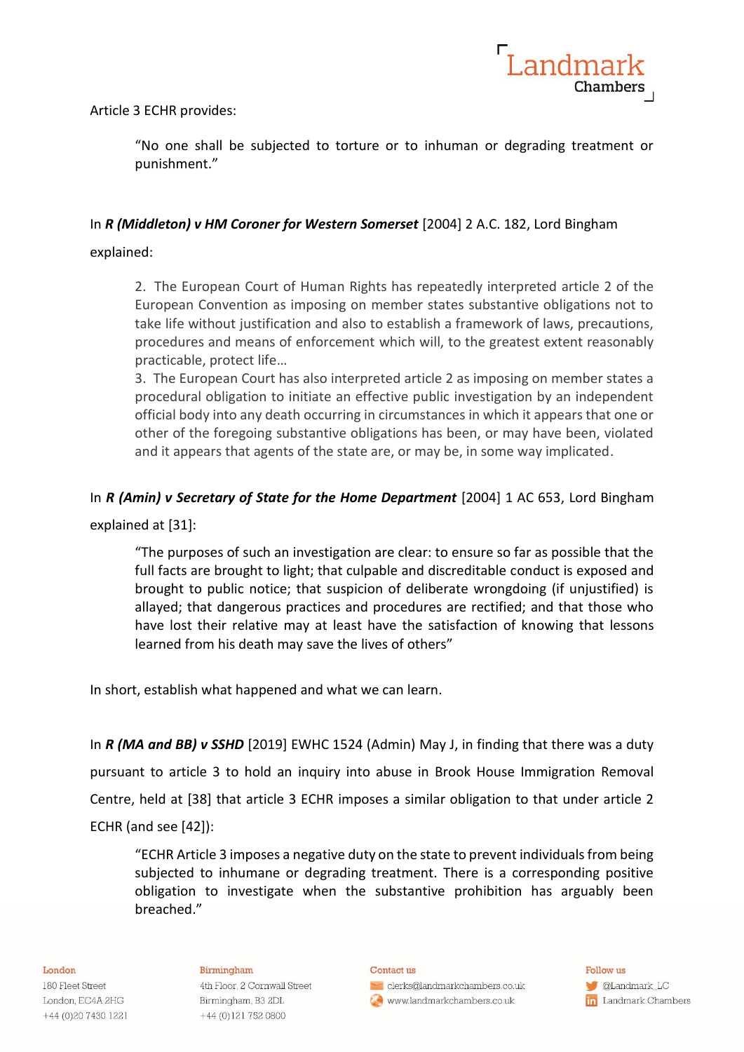Article 3 ECHR provides:

> "No one shall be subjected to torture or to inhuman or degrading treatment or punishment."

In ***R (Middleton) v HM Coroner for Western Somerset*** [2004] 2 A.C. 182, Lord Bingham explained:

> 2. The European Court of Human Rights has repeatedly interpreted article 2 of the European Convention as imposing on member states substantive obligations not to take life without justification and also to establish a framework of laws, precautions, procedures and means of enforcement which will, to the greatest extent reasonably practicable, protect life…
>
> 3. The European Court has also interpreted article 2 as imposing on member states a procedural obligation to initiate an effective public investigation by an independent official body into any death occurring in circumstances in which it appears that one or other of the foregoing substantive obligations has been, or may have been, violated and it appears that agents of the state are, or may be, in some way implicated.

In ***R (Amin) v Secretary of State for the Home Department*** [2004] 1 AC 653, Lord Bingham explained at [31]:

> "The purposes of such an investigation are clear: to ensure so far as possible that the full facts are brought to light; that culpable and discreditable conduct is exposed and brought to public notice; that suspicion of deliberate wrongdoing (if unjustified) is allayed; that dangerous practices and procedures are rectified; and that those who have lost their relative may at least have the satisfaction of knowing that lessons learned from his death may save the lives of others"

In short, establish what happened and what we can learn.

In ***R (MA and BB) v SSHD*** [2019] EWHC 1524 (Admin) May J, in finding that there was a duty pursuant to article 3 to hold an inquiry into abuse in Brook House Immigration Removal Centre, held at [38] that article 3 ECHR imposes a similar obligation to that under article 2 ECHR (and see [42]):

> "ECHR Article 3 imposes a negative duty on the state to prevent individuals from being subjected to inhumane or degrading treatment. There is a corresponding positive obligation to investigate when the substantive prohibition has arguably been breached."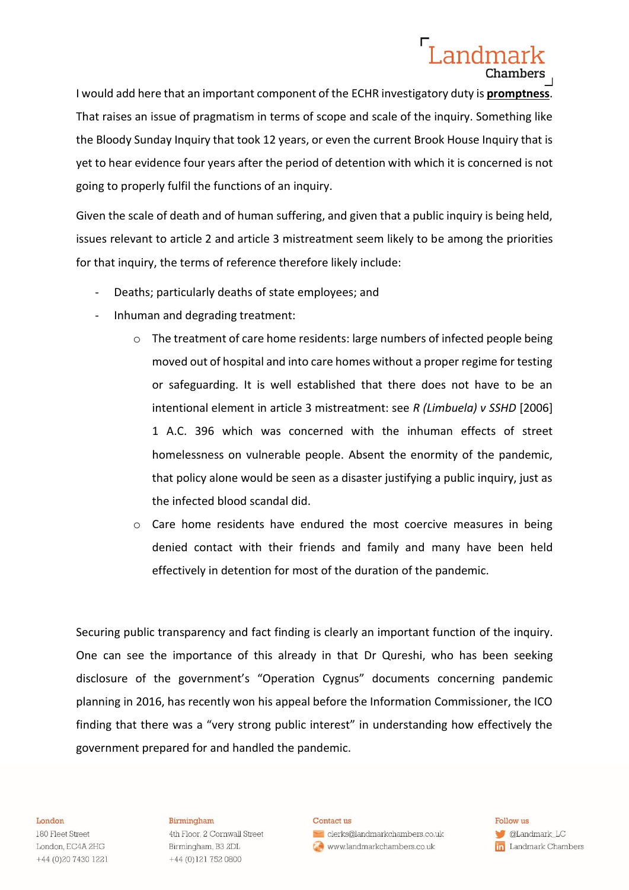I would add here that an important component of the ECHR investigatory duty is **promptness**. That raises an issue of pragmatism in terms of scope and scale of the inquiry. Something like the Bloody Sunday Inquiry that took 12 years, or even the current Brook House Inquiry that is yet to hear evidence four years after the period of detention with which it is concerned is not going to properly fulfil the functions of an inquiry.

Given the scale of death and of human suffering, and given that a public inquiry is being held, issues relevant to article 2 and article 3 mistreatment seem likely to be among the priorities for that inquiry, the terms of reference therefore likely include:

- Deaths; particularly deaths of state employees; and
- Inhuman and degrading treatment:
  - The treatment of care home residents: large numbers of infected people being moved out of hospital and into care homes without a proper regime for testing or safeguarding. It is well established that there does not have to be an intentional element in article 3 mistreatment: see *R (Limbuela) v SSHD* [2006] 1 A.C. 396 which was concerned with the inhuman effects of street homelessness on vulnerable people. Absent the enormity of the pandemic, that policy alone would be seen as a disaster justifying a public inquiry, just as the infected blood scandal did.
  - Care home residents have endured the most coercive measures in being denied contact with their friends and family and many have been held effectively in detention for most of the duration of the pandemic.

Securing public transparency and fact finding is clearly an important function of the inquiry. One can see the importance of this already in that Dr Qureshi, who has been seeking disclosure of the government's "Operation Cygnus" documents concerning pandemic planning in 2016, has recently won his appeal before the Information Commissioner, the ICO finding that there was a "very strong public interest" in understanding how effectively the government prepared for and handled the pandemic.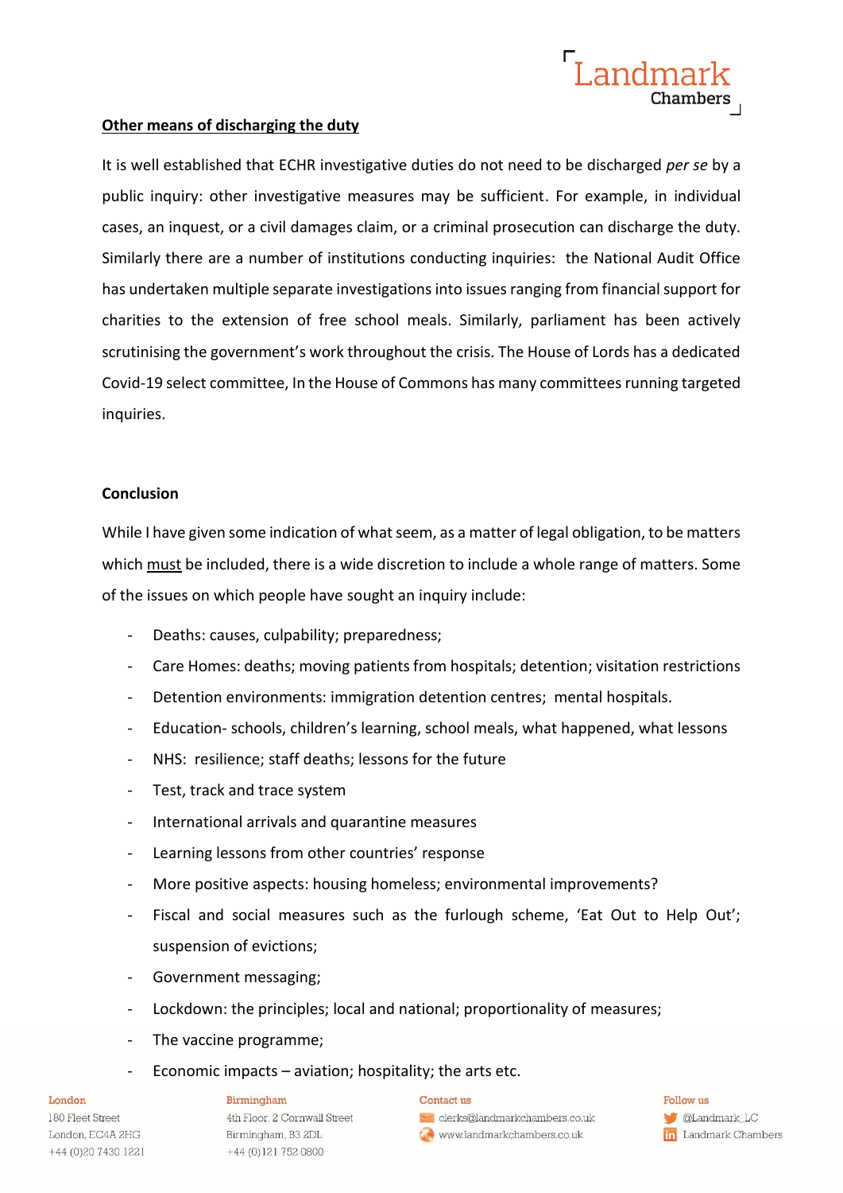**<u>Other means of discharging the duty</u>**

It is well established that ECHR investigative duties do not need to be discharged *per se* by a public inquiry: other investigative measures may be sufficient. For example, in individual cases, an inquest, or a civil damages claim, or a criminal prosecution can discharge the duty. Similarly there are a number of institutions conducting inquiries: the National Audit Office has undertaken multiple separate investigations into issues ranging from financial support for charities to the extension of free school meals. Similarly, parliament has been actively scrutinising the government's work throughout the crisis. The House of Lords has a dedicated Covid-19 select committee, In the House of Commons has many committees running targeted inquiries.

**Conclusion**

While I have given some indication of what seem, as a matter of legal obligation, to be matters which <u>must</u> be included, there is a wide discretion to include a whole range of matters. Some of the issues on which people have sought an inquiry include:

- Deaths: causes, culpability; preparedness;
- Care Homes: deaths; moving patients from hospitals; detention; visitation restrictions
- Detention environments: immigration detention centres; mental hospitals.
- Education- schools, children's learning, school meals, what happened, what lessons
- NHS: resilience; staff deaths; lessons for the future
- Test, track and trace system
- International arrivals and quarantine measures
- Learning lessons from other countries' response
- More positive aspects: housing homeless; environmental improvements?
- Fiscal and social measures such as the furlough scheme, 'Eat Out to Help Out'; suspension of evictions;
- Government messaging;
- Lockdown: the principles; local and national; proportionality of measures;
- The vaccine programme;
- Economic impacts – aviation; hospitality; the arts etc.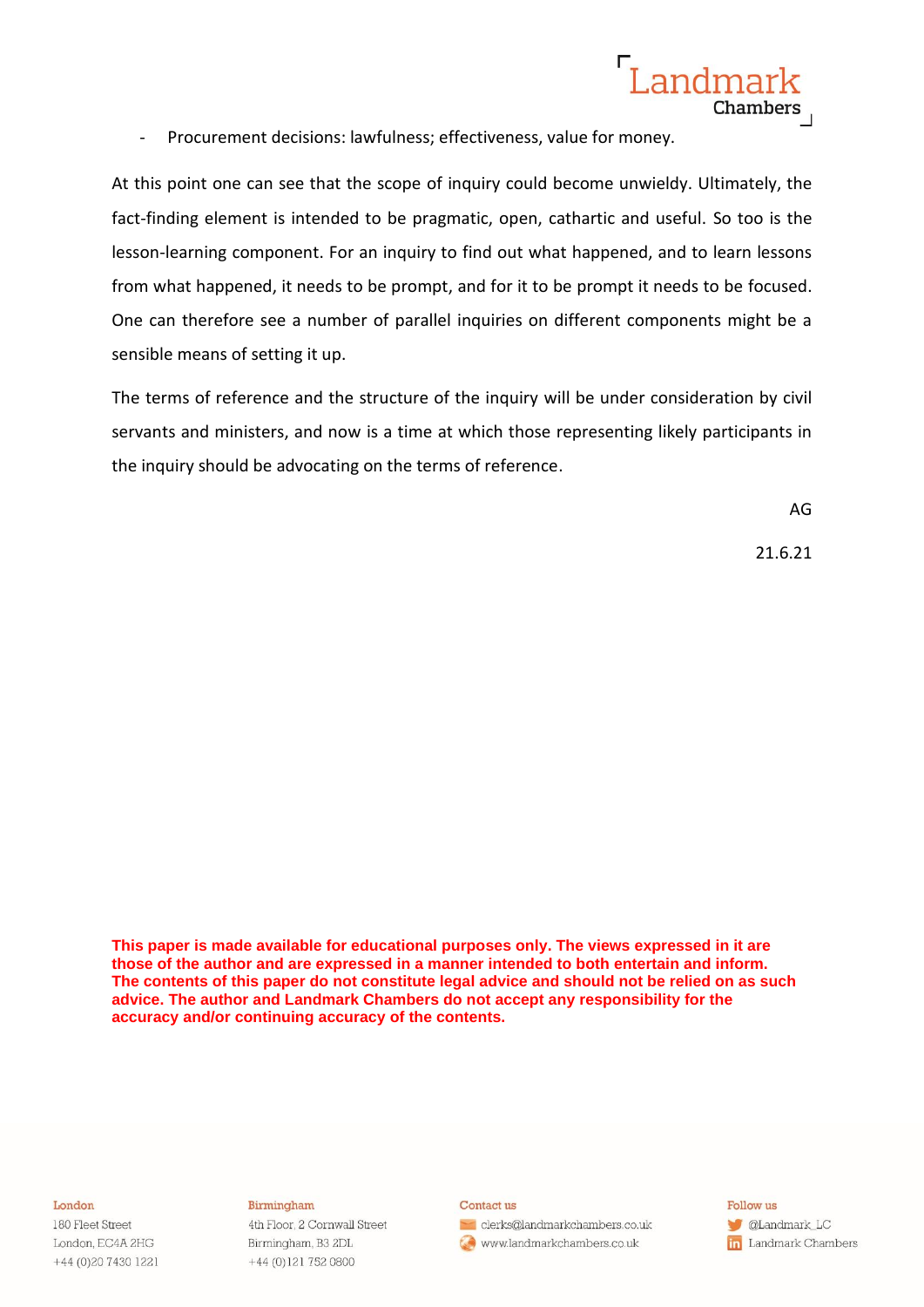- Procurement decisions: lawfulness; effectiveness, value for money.

At this point one can see that the scope of inquiry could become unwieldy. Ultimately, the fact-finding element is intended to be pragmatic, open, cathartic and useful. So too is the lesson-learning component. For an inquiry to find out what happened, and to learn lessons from what happened, it needs to be prompt, and for it to be prompt it needs to be focused. One can therefore see a number of parallel inquiries on different components might be a sensible means of setting it up.

The terms of reference and the structure of the inquiry will be under consideration by civil servants and ministers, and now is a time at which those representing likely participants in the inquiry should be advocating on the terms of reference.

AG

21.6.21

**This paper is made available for educational purposes only. The views expressed in it are those of the author and are expressed in a manner intended to both entertain and inform. The contents of this paper do not constitute legal advice and should not be relied on as such advice. The author and Landmark Chambers do not accept any responsibility for the accuracy and/or continuing accuracy of the contents.**